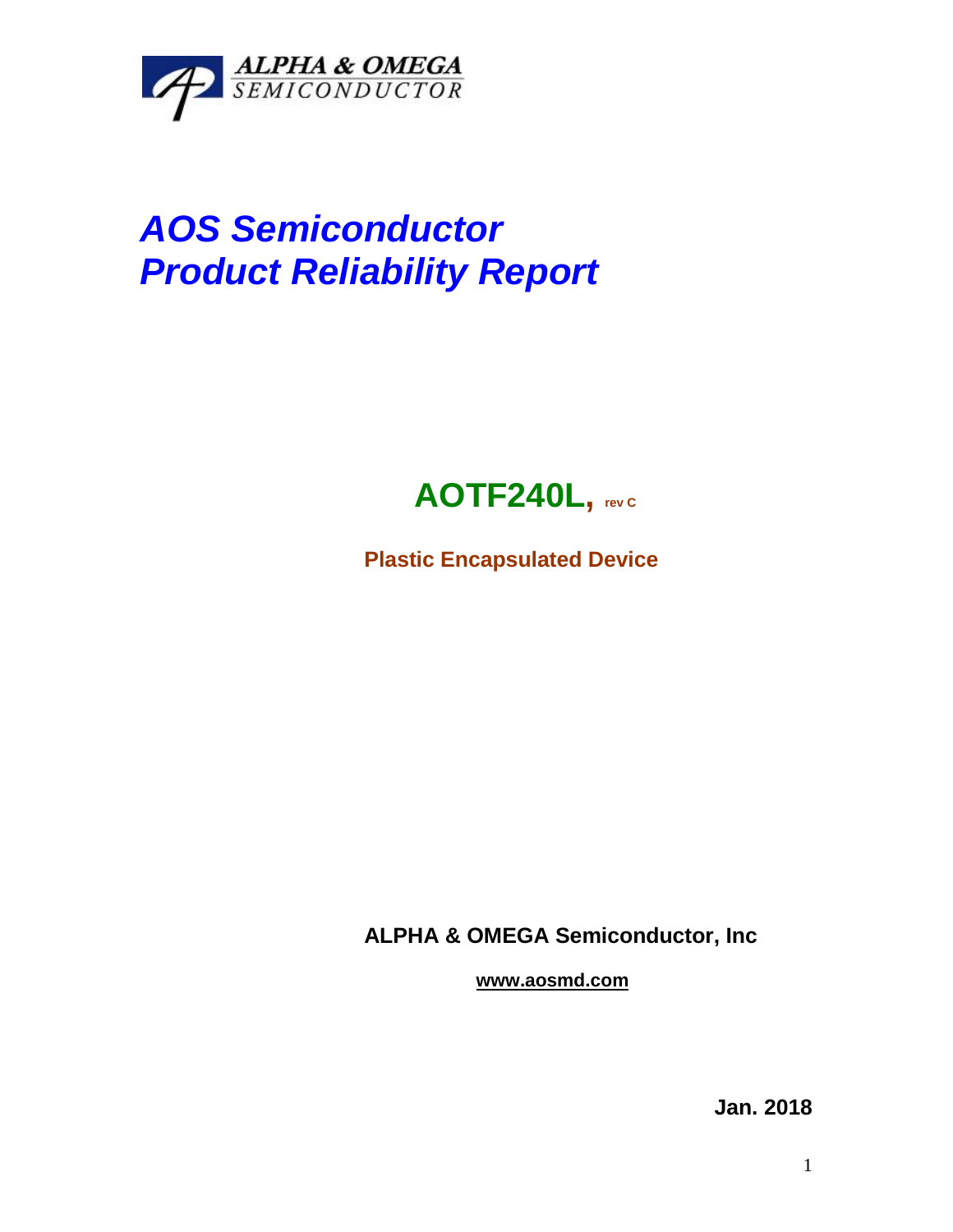ALPHA & OMEGA
SEMICONDUCTOR

# *AOS Semiconductor*
# *Product Reliability Report*

## AOTF240L, rev C

**Plastic Encapsulated Device**

**ALPHA & OMEGA Semiconductor, Inc**

**www.aosmd.com**

**Jan. 2018**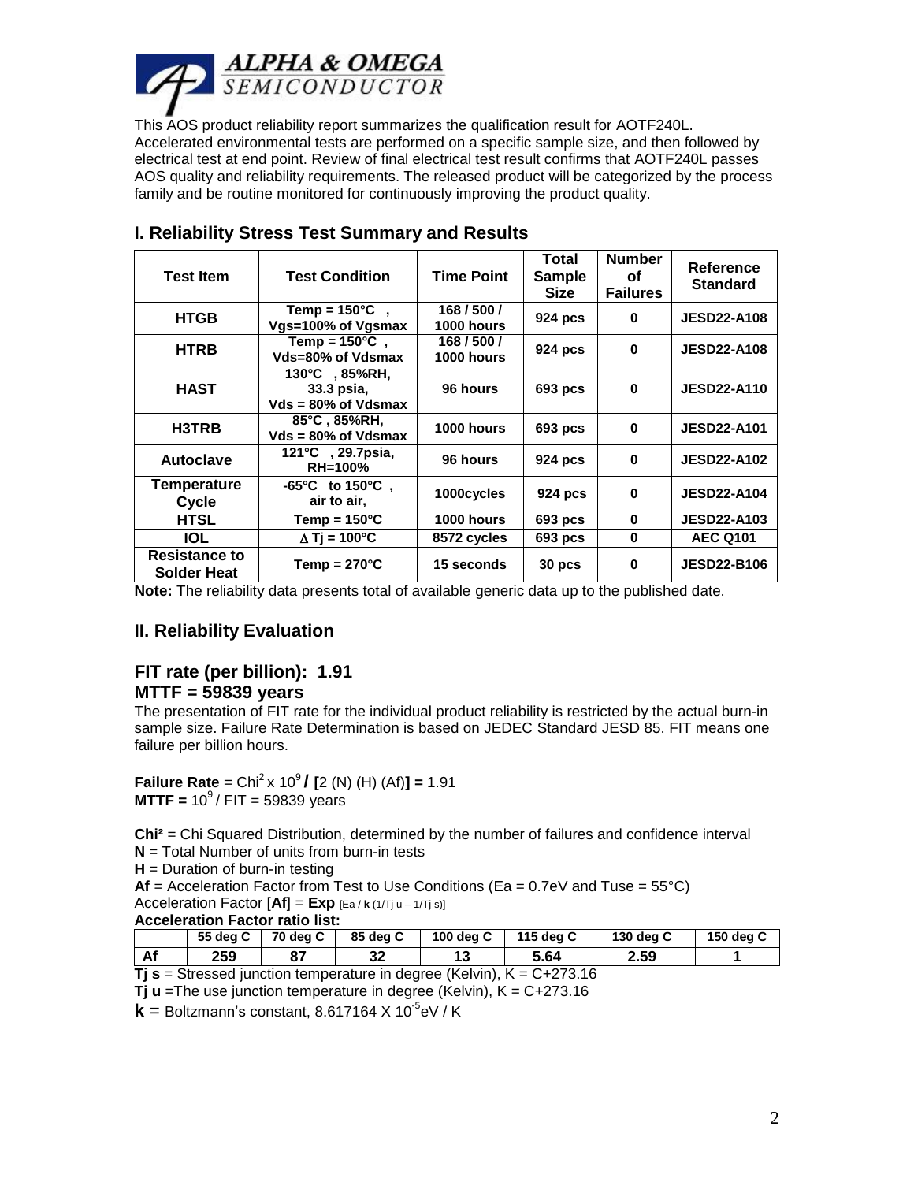ALPHA & OMEGA SEMICONDUCTOR

This AOS product reliability report summarizes the qualification result for AOTF240L. Accelerated environmental tests are performed on a specific sample size, and then followed by electrical test at end point. Review of final electrical test result confirms that AOTF240L passes AOS quality and reliability requirements. The released product will be categorized by the process family and be routine monitored for continuously improving the product quality.

## I. Reliability Stress Test Summary and Results

| Test Item | Test Condition | Time Point | Total Sample Size | Number of Failures | Reference Standard |
|---|---|---|---|---|---|
| HTGB | Temp = 150°C , Vgs=100% of Vgsmax | 168 / 500 / 1000 hours | 924 pcs | 0 | JESD22-A108 |
| HTRB | Temp = 150°C , Vds=80% of Vdsmax | 168 / 500 / 1000 hours | 924 pcs | 0 | JESD22-A108 |
| HAST | 130°C , 85%RH, 33.3 psia, Vds = 80% of Vdsmax | 96 hours | 693 pcs | 0 | JESD22-A110 |
| H3TRB | 85°C , 85%RH, Vds = 80% of Vdsmax | 1000 hours | 693 pcs | 0 | JESD22-A101 |
| Autoclave | 121°C , 29.7psia, RH=100% | 96 hours | 924 pcs | 0 | JESD22-A102 |
| Temperature Cycle | -65°C to 150°C , air to air, | 1000cycles | 924 pcs | 0 | JESD22-A104 |
| HTSL | Temp = 150°C | 1000 hours | 693 pcs | 0 | JESD22-A103 |
| IOL | $\Delta$ Tj = 100°C | 8572 cycles | 693 pcs | 0 | AEC Q101 |
| Resistance to Solder Heat | Temp = 270°C | 15 seconds | 30 pcs | 0 | JESD22-B106 |

**Note:** The reliability data presents total of available generic data up to the published date.

## II. Reliability Evaluation

### FIT rate (per billion): 1.91
### MTTF = 59839 years

The presentation of FIT rate for the individual product reliability is restricted by the actual burn-in sample size. Failure Rate Determination is based on JEDEC Standard JESD 85. FIT means one failure per billion hours.

**Failure Rate** = $Chi^2 \times 10^9$ **/ [**2 (N) (H) (Af)**] =** 1.91
**MTTF =** $10^9$ / FIT = 59839 years

**Chi²** = Chi Squared Distribution, determined by the number of failures and confidence interval
**N** = Total Number of units from burn-in tests
**H** = Duration of burn-in testing
**Af** = Acceleration Factor from Test to Use Conditions (Ea = 0.7eV and Tuse = 55°C)
Acceleration Factor [**Af**] = **Exp** [Ea / **k** (1/Tj u – 1/Tj s)]

**Acceleration Factor ratio list:**

| | 55 deg C | 70 deg C | 85 deg C | 100 deg C | 115 deg C | 130 deg C | 150 deg C |
|---|---|---|---|---|---|---|---|
| Af | 259 | 87 | 32 | 13 | 5.64 | 2.59 | 1 |

**Tj s** = Stressed junction temperature in degree (Kelvin), K = C+273.16
**Tj u** =The use junction temperature in degree (Kelvin), K = C+273.16
**k** = Boltzmann's constant, 8.617164 X $10^{-5}$eV / K